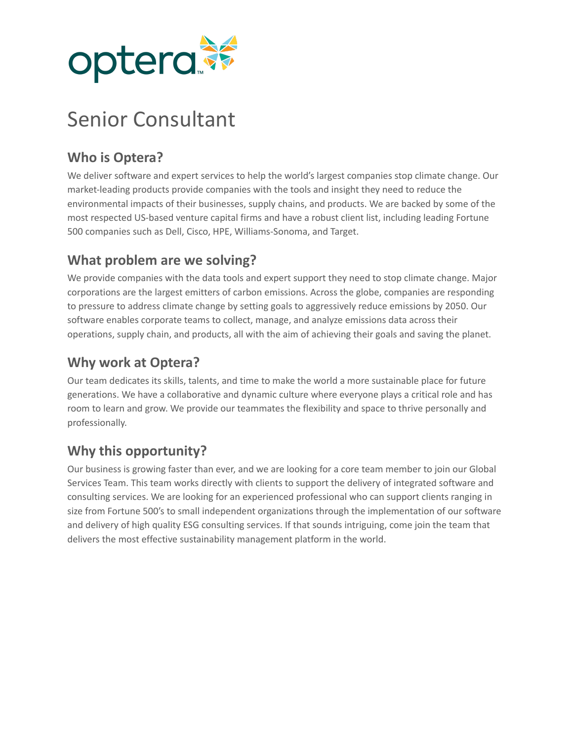optera™

# Senior Consultant

## Who is Optera?

We deliver software and expert services to help the world's largest companies stop climate change. Our market-leading products provide companies with the tools and insight they need to reduce the environmental impacts of their businesses, supply chains, and products. We are backed by some of the most respected US-based venture capital firms and have a robust client list, including leading Fortune 500 companies such as Dell, Cisco, HPE, Williams-Sonoma, and Target.

## What problem are we solving?

We provide companies with the data tools and expert support they need to stop climate change. Major corporations are the largest emitters of carbon emissions. Across the globe, companies are responding to pressure to address climate change by setting goals to aggressively reduce emissions by 2050. Our software enables corporate teams to collect, manage, and analyze emissions data across their operations, supply chain, and products, all with the aim of achieving their goals and saving the planet.

## Why work at Optera?

Our team dedicates its skills, talents, and time to make the world a more sustainable place for future generations. We have a collaborative and dynamic culture where everyone plays a critical role and has room to learn and grow. We provide our teammates the flexibility and space to thrive personally and professionally.

## Why this opportunity?

Our business is growing faster than ever, and we are looking for a core team member to join our Global Services Team. This team works directly with clients to support the delivery of integrated software and consulting services. We are looking for an experienced professional who can support clients ranging in size from Fortune 500's to small independent organizations through the implementation of our software and delivery of high quality ESG consulting services. If that sounds intriguing, come join the team that delivers the most effective sustainability management platform in the world.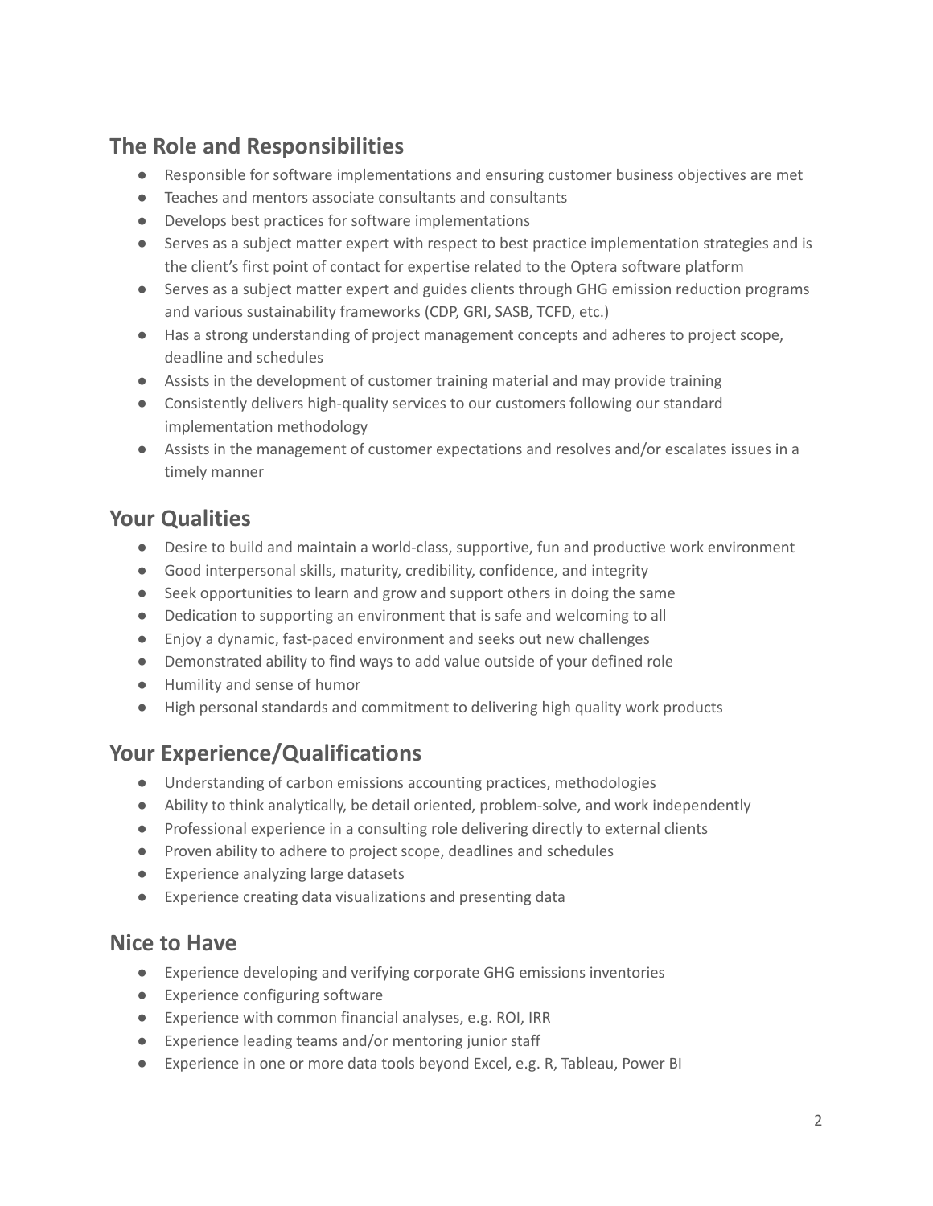## The Role and Responsibilities

- Responsible for software implementations and ensuring customer business objectives are met
- Teaches and mentors associate consultants and consultants
- Develops best practices for software implementations
- Serves as a subject matter expert with respect to best practice implementation strategies and is the client's first point of contact for expertise related to the Optera software platform
- Serves as a subject matter expert and guides clients through GHG emission reduction programs and various sustainability frameworks (CDP, GRI, SASB, TCFD, etc.)
- Has a strong understanding of project management concepts and adheres to project scope, deadline and schedules
- Assists in the development of customer training material and may provide training
- Consistently delivers high-quality services to our customers following our standard implementation methodology
- Assists in the management of customer expectations and resolves and/or escalates issues in a timely manner

## Your Qualities

- Desire to build and maintain a world-class, supportive, fun and productive work environment
- Good interpersonal skills, maturity, credibility, confidence, and integrity
- Seek opportunities to learn and grow and support others in doing the same
- Dedication to supporting an environment that is safe and welcoming to all
- Enjoy a dynamic, fast-paced environment and seeks out new challenges
- Demonstrated ability to find ways to add value outside of your defined role
- Humility and sense of humor
- High personal standards and commitment to delivering high quality work products

## Your Experience/Qualifications

- Understanding of carbon emissions accounting practices, methodologies
- Ability to think analytically, be detail oriented, problem-solve, and work independently
- Professional experience in a consulting role delivering directly to external clients
- Proven ability to adhere to project scope, deadlines and schedules
- Experience analyzing large datasets
- Experience creating data visualizations and presenting data

## Nice to Have

- Experience developing and verifying corporate GHG emissions inventories
- Experience configuring software
- Experience with common financial analyses, e.g. ROI, IRR
- Experience leading teams and/or mentoring junior staff
- Experience in one or more data tools beyond Excel, e.g. R, Tableau, Power BI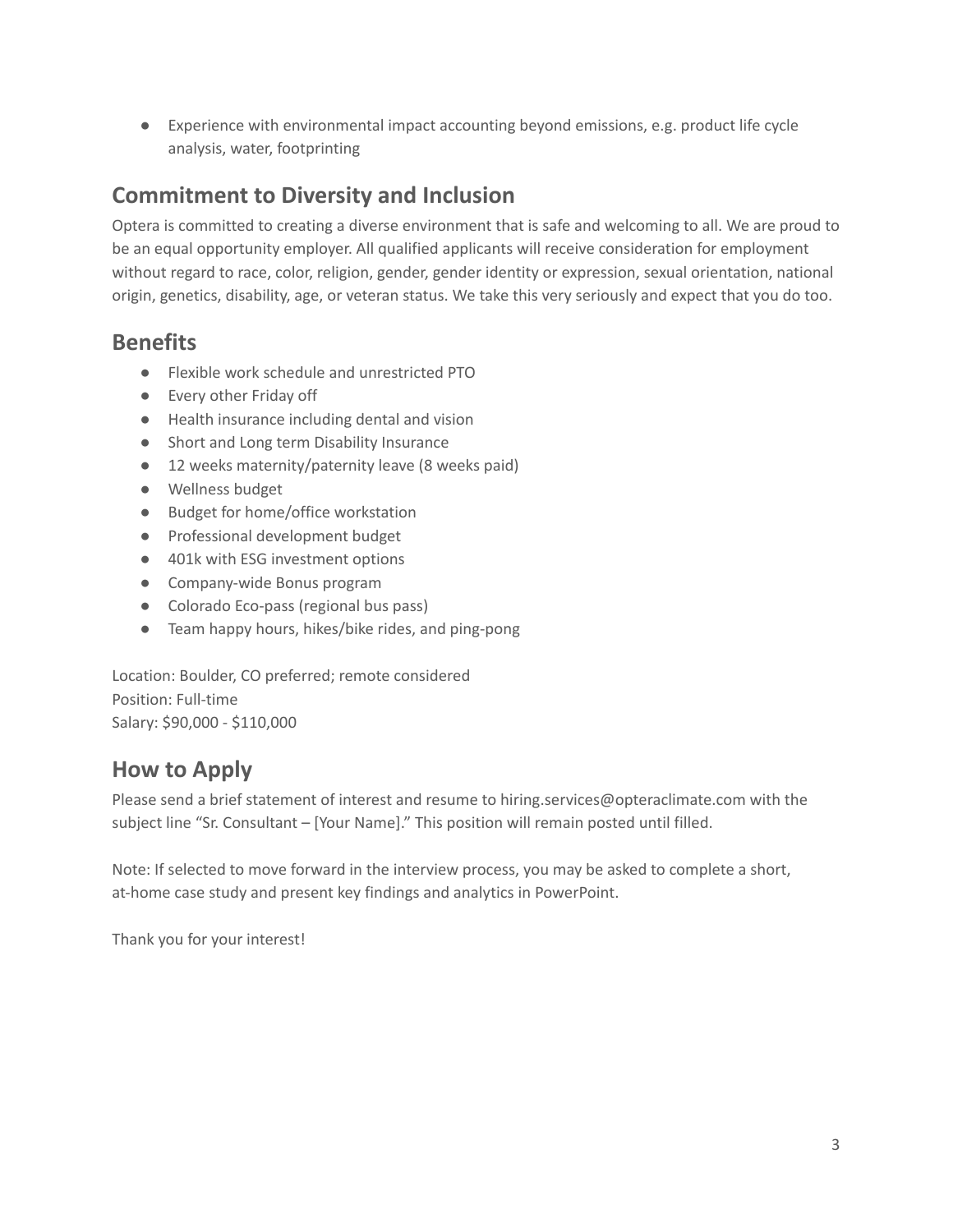- Experience with environmental impact accounting beyond emissions, e.g. product life cycle analysis, water, footprinting

## Commitment to Diversity and Inclusion

Optera is committed to creating a diverse environment that is safe and welcoming to all. We are proud to be an equal opportunity employer. All qualified applicants will receive consideration for employment without regard to race, color, religion, gender, gender identity or expression, sexual orientation, national origin, genetics, disability, age, or veteran status. We take this very seriously and expect that you do too.

## Benefits

- Flexible work schedule and unrestricted PTO
- Every other Friday off
- Health insurance including dental and vision
- Short and Long term Disability Insurance
- 12 weeks maternity/paternity leave (8 weeks paid)
- Wellness budget
- Budget for home/office workstation
- Professional development budget
- 401k with ESG investment options
- Company-wide Bonus program
- Colorado Eco-pass (regional bus pass)
- Team happy hours, hikes/bike rides, and ping-pong

Location: Boulder, CO preferred; remote considered
Position: Full-time
Salary: $90,000 - $110,000

## How to Apply

Please send a brief statement of interest and resume to hiring.services@opteraclimate.com with the subject line "Sr. Consultant – [Your Name]." This position will remain posted until filled.

Note: If selected to move forward in the interview process, you may be asked to complete a short, at-home case study and present key findings and analytics in PowerPoint.

Thank you for your interest!